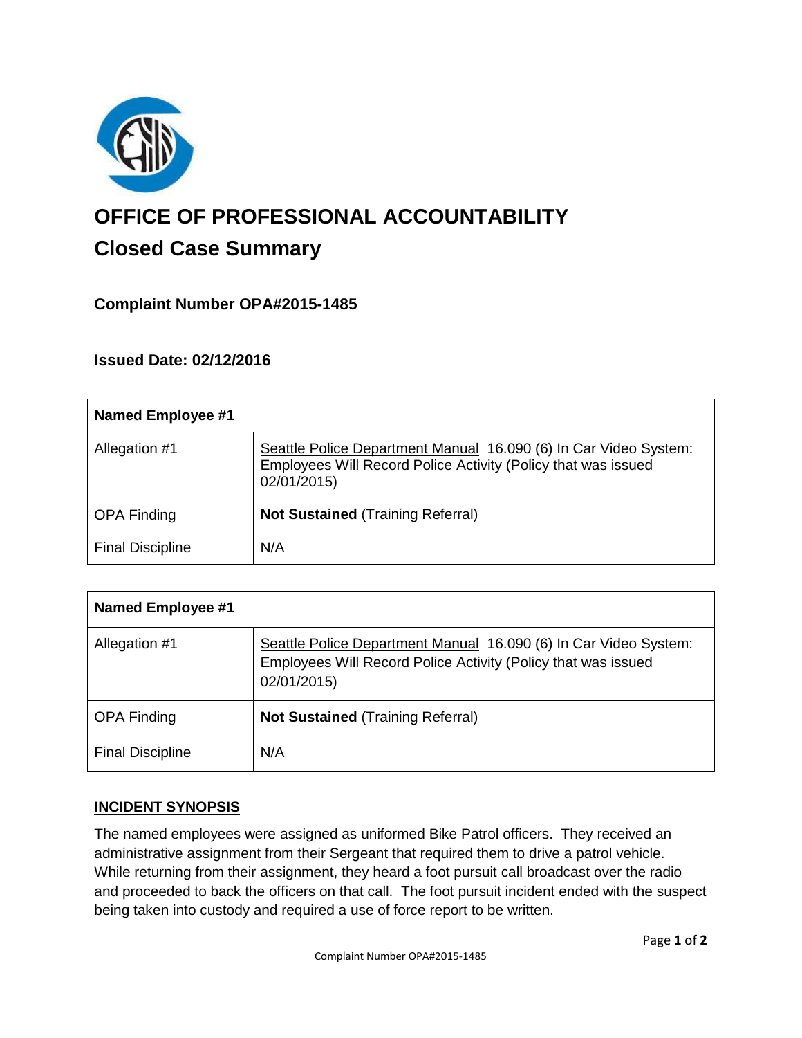# OFFICE OF PROFESSIONAL ACCOUNTABILITY

## Closed Case Summary

### Complaint Number OPA#2015-1485

### Issued Date: 02/12/2016

| Named Employee #1 | |
|---|---|
| Allegation #1 | Seattle Police Department Manual 16.090 (6) In Car Video System: Employees Will Record Police Activity (Policy that was issued 02/01/2015) |
| OPA Finding | **Not Sustained** (Training Referral) |
| Final Discipline | N/A |

| Named Employee #1 | |
|---|---|
| Allegation #1 | Seattle Police Department Manual 16.090 (6) In Car Video System: Employees Will Record Police Activity (Policy that was issued 02/01/2015) |
| OPA Finding | **Not Sustained** (Training Referral) |
| Final Discipline | N/A |

**INCIDENT SYNOPSIS**

The named employees were assigned as uniformed Bike Patrol officers. They received an administrative assignment from their Sergeant that required them to drive a patrol vehicle. While returning from their assignment, they heard a foot pursuit call broadcast over the radio and proceeded to back the officers on that call. The foot pursuit incident ended with the suspect being taken into custody and required a use of force report to be written.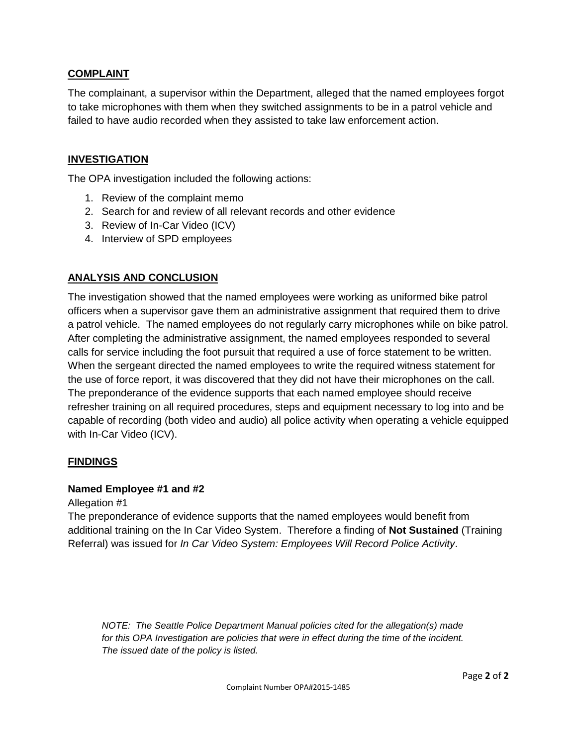## COMPLAINT

The complainant, a supervisor within the Department, alleged that the named employees forgot to take microphones with them when they switched assignments to be in a patrol vehicle and failed to have audio recorded when they assisted to take law enforcement action.

## INVESTIGATION

The OPA investigation included the following actions:

1. Review of the complaint memo
2. Search for and review of all relevant records and other evidence
3. Review of In-Car Video (ICV)
4. Interview of SPD employees

## ANALYSIS AND CONCLUSION

The investigation showed that the named employees were working as uniformed bike patrol officers when a supervisor gave them an administrative assignment that required them to drive a patrol vehicle. The named employees do not regularly carry microphones while on bike patrol. After completing the administrative assignment, the named employees responded to several calls for service including the foot pursuit that required a use of force statement to be written. When the sergeant directed the named employees to write the required witness statement for the use of force report, it was discovered that they did not have their microphones on the call. The preponderance of the evidence supports that each named employee should receive refresher training on all required procedures, steps and equipment necessary to log into and be capable of recording (both video and audio) all police activity when operating a vehicle equipped with In-Car Video (ICV).

## FINDINGS

**Named Employee #1 and #2**

Allegation #1

The preponderance of evidence supports that the named employees would benefit from additional training on the In Car Video System. Therefore a finding of **Not Sustained** (Training Referral) was issued for *In Car Video System: Employees Will Record Police Activity*.

*NOTE: The Seattle Police Department Manual policies cited for the allegation(s) made for this OPA Investigation are policies that were in effect during the time of the incident. The issued date of the policy is listed.*

Complaint Number OPA#2015-1485